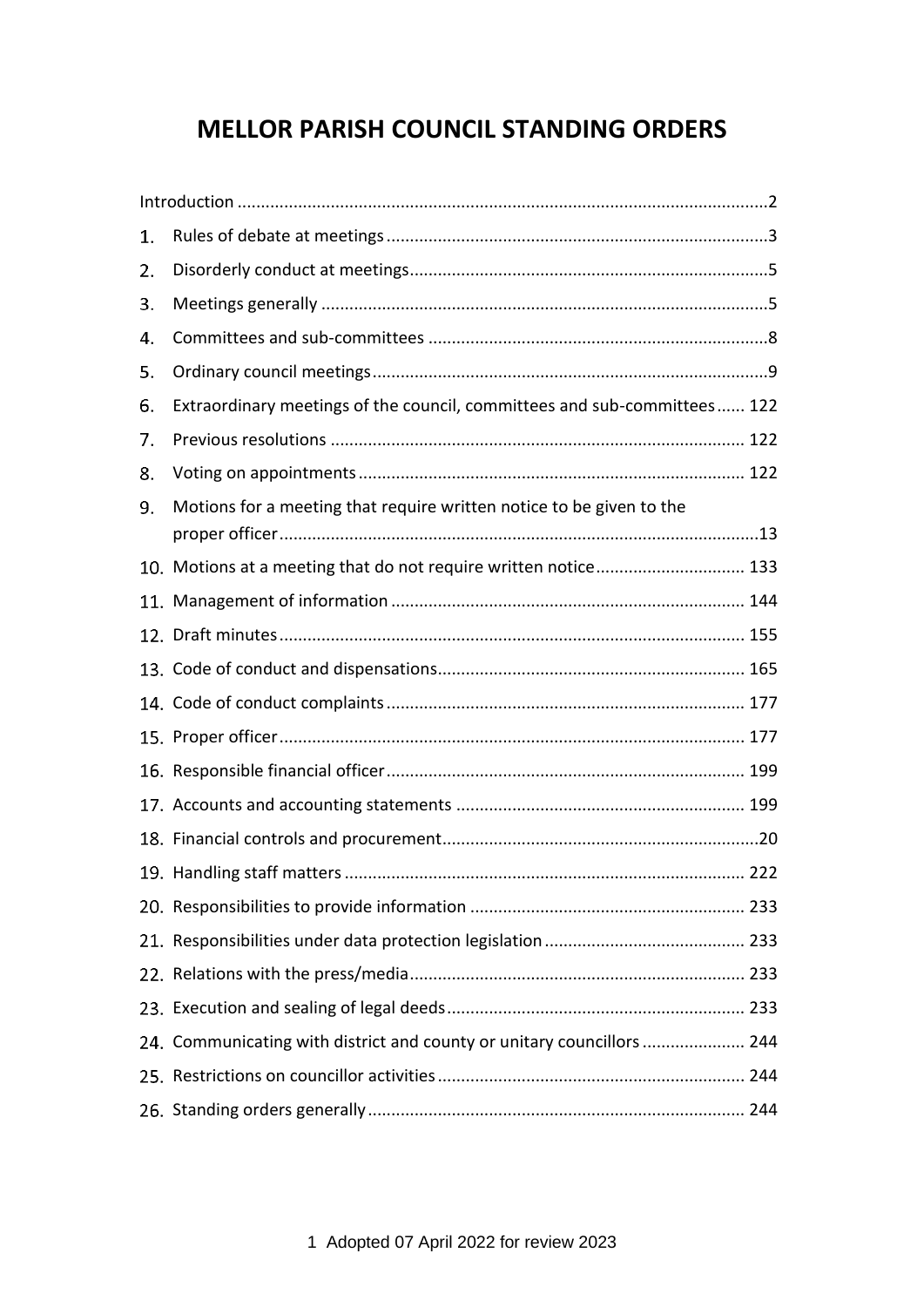# MELLOR PARISH COUNCIL STANDING ORDERS

Introduction .......................................................................................................2

1. Rules of debate at meetings .......................................................................3
2. Disorderly conduct at meetings....................................................................5
3. Meetings generally .....................................................................................5
4. Committees and sub-committees ................................................................8
5. Ordinary council meetings...........................................................................9
6. Extraordinary meetings of the council, committees and sub-committees...... 122
7. Previous resolutions ................................................................................ 122
8. Voting on appointments........................................................................... 122
9. Motions for a meeting that require written notice to be given to the proper officer..............................................................................................13
10. Motions at a meeting that do not require written notice................................ 133
11. Management of information ...................................................................... 144
12. Draft minutes.......................................................................................... 155
13. Code of conduct and dispensations........................................................... 165
14. Code of conduct complaints ...................................................................... 177
15. Proper officer.......................................................................................... 177
16. Responsible financial officer..................................................................... 199
17. Accounts and accounting statements ........................................................ 199
18. Financial controls and procurement............................................................20
19. Handling staff matters ............................................................................. 222
20. Responsibilities to provide information ..................................................... 233
21. Responsibilities under data protection legislation........................................ 233
22. Relations with the press/media................................................................. 233
23. Execution and sealing of legal deeds......................................................... 233
24. Communicating with district and county or unitary councillors ...................... 244
25. Restrictions on councillor activities........................................................... 244
26. Standing orders generally......................................................................... 244

Adopted 07 April 2022 for review 2023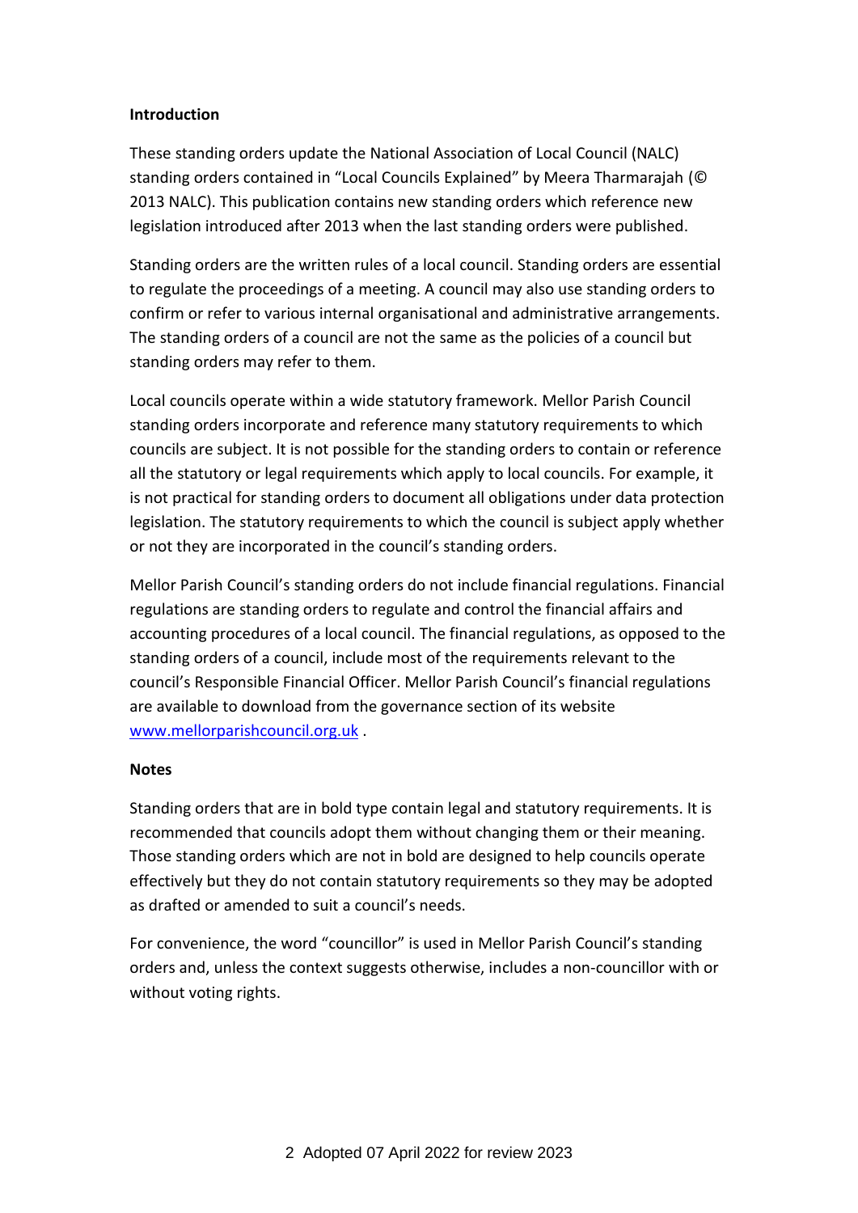**Introduction**

These standing orders update the National Association of Local Council (NALC) standing orders contained in "Local Councils Explained" by Meera Tharmarajah (© 2013 NALC). This publication contains new standing orders which reference new legislation introduced after 2013 when the last standing orders were published.

Standing orders are the written rules of a local council. Standing orders are essential to regulate the proceedings of a meeting. A council may also use standing orders to confirm or refer to various internal organisational and administrative arrangements. The standing orders of a council are not the same as the policies of a council but standing orders may refer to them.

Local councils operate within a wide statutory framework. Mellor Parish Council standing orders incorporate and reference many statutory requirements to which councils are subject. It is not possible for the standing orders to contain or reference all the statutory or legal requirements which apply to local councils. For example, it is not practical for standing orders to document all obligations under data protection legislation. The statutory requirements to which the council is subject apply whether or not they are incorporated in the council's standing orders.

Mellor Parish Council's standing orders do not include financial regulations. Financial regulations are standing orders to regulate and control the financial affairs and accounting procedures of a local council. The financial regulations, as opposed to the standing orders of a council, include most of the requirements relevant to the council's Responsible Financial Officer. Mellor Parish Council's financial regulations are available to download from the governance section of its website [www.mellorparishcouncil.org.uk](http://www.mellorparishcouncil.org.uk) .

**Notes**

Standing orders that are in bold type contain legal and statutory requirements. It is recommended that councils adopt them without changing them or their meaning. Those standing orders which are not in bold are designed to help councils operate effectively but they do not contain statutory requirements so they may be adopted as drafted or amended to suit a council's needs.

For convenience, the word "councillor" is used in Mellor Parish Council's standing orders and, unless the context suggests otherwise, includes a non-councillor with or without voting rights.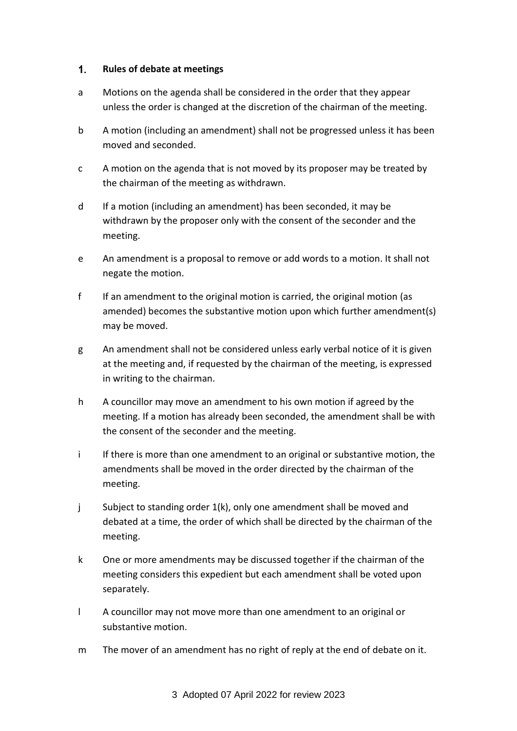## 1. Rules of debate at meetings

a. Motions on the agenda shall be considered in the order that they appear unless the order is changed at the discretion of the chairman of the meeting.

b. A motion (including an amendment) shall not be progressed unless it has been moved and seconded.

c. A motion on the agenda that is not moved by its proposer may be treated by the chairman of the meeting as withdrawn.

d. If a motion (including an amendment) has been seconded, it may be withdrawn by the proposer only with the consent of the seconder and the meeting.

e. An amendment is a proposal to remove or add words to a motion. It shall not negate the motion.

f. If an amendment to the original motion is carried, the original motion (as amended) becomes the substantive motion upon which further amendment(s) may be moved.

g. An amendment shall not be considered unless early verbal notice of it is given at the meeting and, if requested by the chairman of the meeting, is expressed in writing to the chairman.

h. A councillor may move an amendment to his own motion if agreed by the meeting. If a motion has already been seconded, the amendment shall be with the consent of the seconder and the meeting.

i. If there is more than one amendment to an original or substantive motion, the amendments shall be moved in the order directed by the chairman of the meeting.

j. Subject to standing order 1(k), only one amendment shall be moved and debated at a time, the order of which shall be directed by the chairman of the meeting.

k. One or more amendments may be discussed together if the chairman of the meeting considers this expedient but each amendment shall be voted upon separately.

l. A councillor may not move more than one amendment to an original or substantive motion.

m. The mover of an amendment has no right of reply at the end of debate on it.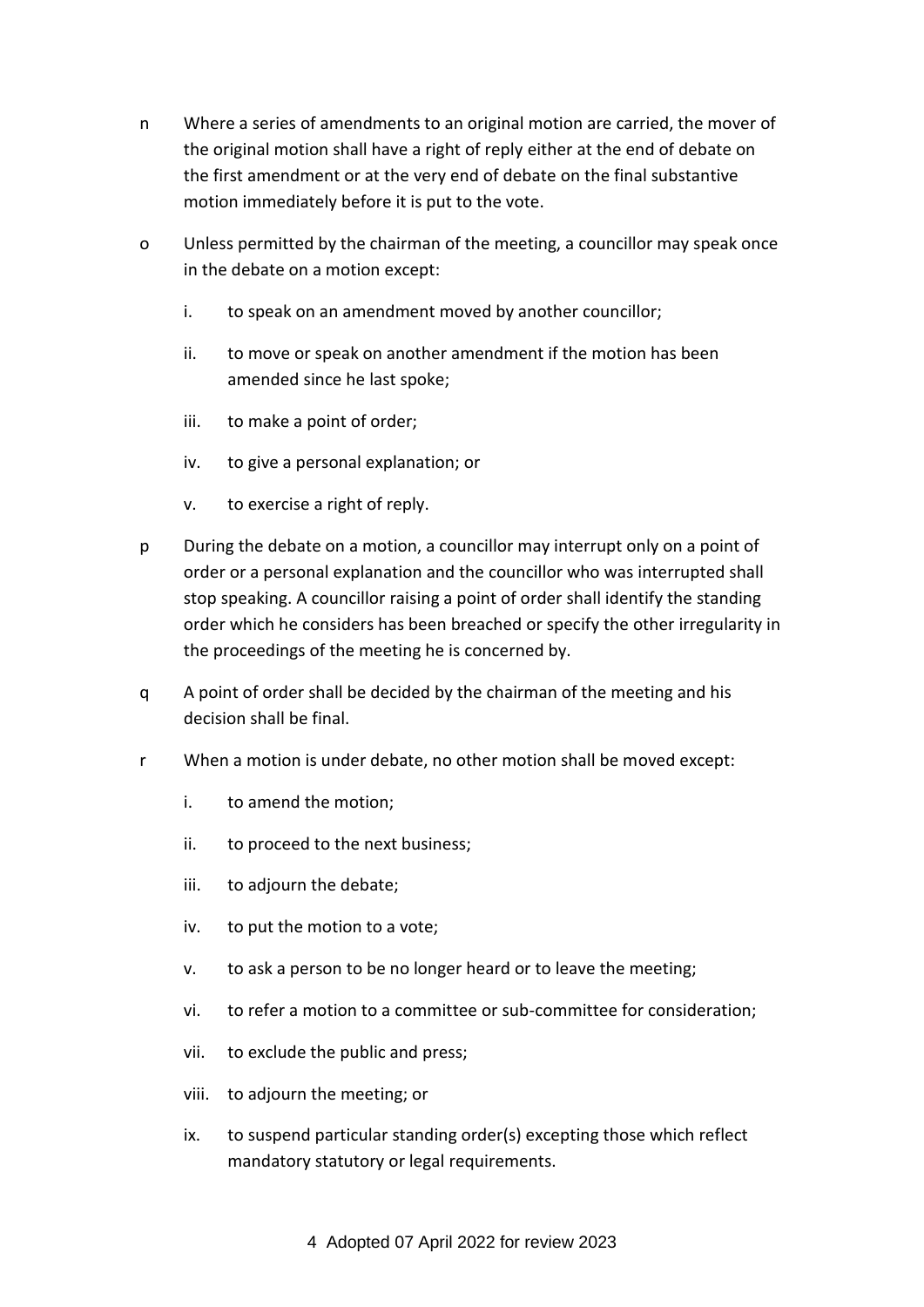n Where a series of amendments to an original motion are carried, the mover of the original motion shall have a right of reply either at the end of debate on the first amendment or at the very end of debate on the final substantive motion immediately before it is put to the vote.

o Unless permitted by the chairman of the meeting, a councillor may speak once in the debate on a motion except:

   i. to speak on an amendment moved by another councillor;

   ii. to move or speak on another amendment if the motion has been amended since he last spoke;

   iii. to make a point of order;

   iv. to give a personal explanation; or

   v. to exercise a right of reply.

p During the debate on a motion, a councillor may interrupt only on a point of order or a personal explanation and the councillor who was interrupted shall stop speaking. A councillor raising a point of order shall identify the standing order which he considers has been breached or specify the other irregularity in the proceedings of the meeting he is concerned by.

q A point of order shall be decided by the chairman of the meeting and his decision shall be final.

r When a motion is under debate, no other motion shall be moved except:

   i. to amend the motion;

   ii. to proceed to the next business;

   iii. to adjourn the debate;

   iv. to put the motion to a vote;

   v. to ask a person to be no longer heard or to leave the meeting;

   vi. to refer a motion to a committee or sub-committee for consideration;

   vii. to exclude the public and press;

   viii. to adjourn the meeting; or

   ix. to suspend particular standing order(s) excepting those which reflect mandatory statutory or legal requirements.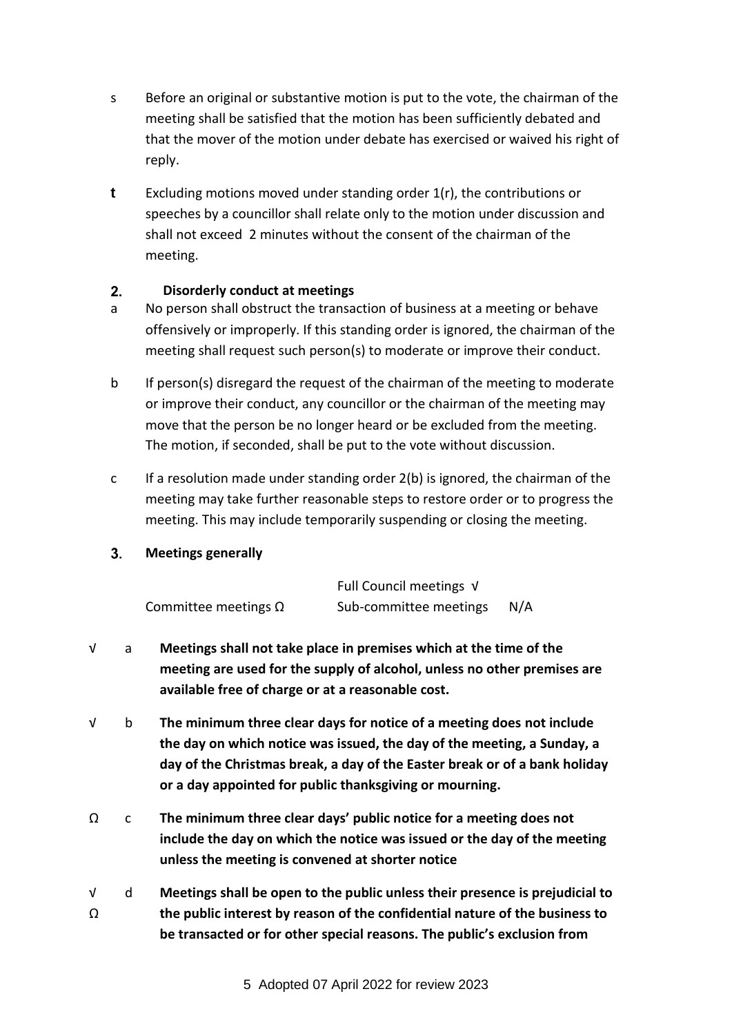s Before an original or substantive motion is put to the vote, the chairman of the meeting shall be satisfied that the motion has been sufficiently debated and that the mover of the motion under debate has exercised or waived his right of reply.

**t** Excluding motions moved under standing order 1(r), the contributions or speeches by a councillor shall relate only to the motion under discussion and shall not exceed 2 minutes without the consent of the chairman of the meeting.

## 2. Disorderly conduct at meetings

a No person shall obstruct the transaction of business at a meeting or behave offensively or improperly. If this standing order is ignored, the chairman of the meeting shall request such person(s) to moderate or improve their conduct.

b If person(s) disregard the request of the chairman of the meeting to moderate or improve their conduct, any councillor or the chairman of the meeting may move that the person be no longer heard or be excluded from the meeting. The motion, if seconded, shall be put to the vote without discussion.

c If a resolution made under standing order 2(b) is ignored, the chairman of the meeting may take further reasonable steps to restore order or to progress the meeting. This may include temporarily suspending or closing the meeting.

## 3. Meetings generally

| | |
|---|---|
| | Full Council meetings √ |
| Committee meetings Ω | Sub-committee meetings N/A |

√ a **Meetings shall not take place in premises which at the time of the meeting are used for the supply of alcohol, unless no other premises are available free of charge or at a reasonable cost.**

√ b **The minimum three clear days for notice of a meeting does not include the day on which notice was issued, the day of the meeting, a Sunday, a day of the Christmas break, a day of the Easter break or of a bank holiday or a day appointed for public thanksgiving or mourning.**

Ω c **The minimum three clear days' public notice for a meeting does not include the day on which the notice was issued or the day of the meeting unless the meeting is convened at shorter notice**

√ Ω d **Meetings shall be open to the public unless their presence is prejudicial to the public interest by reason of the confidential nature of the business to be transacted or for other special reasons. The public's exclusion from**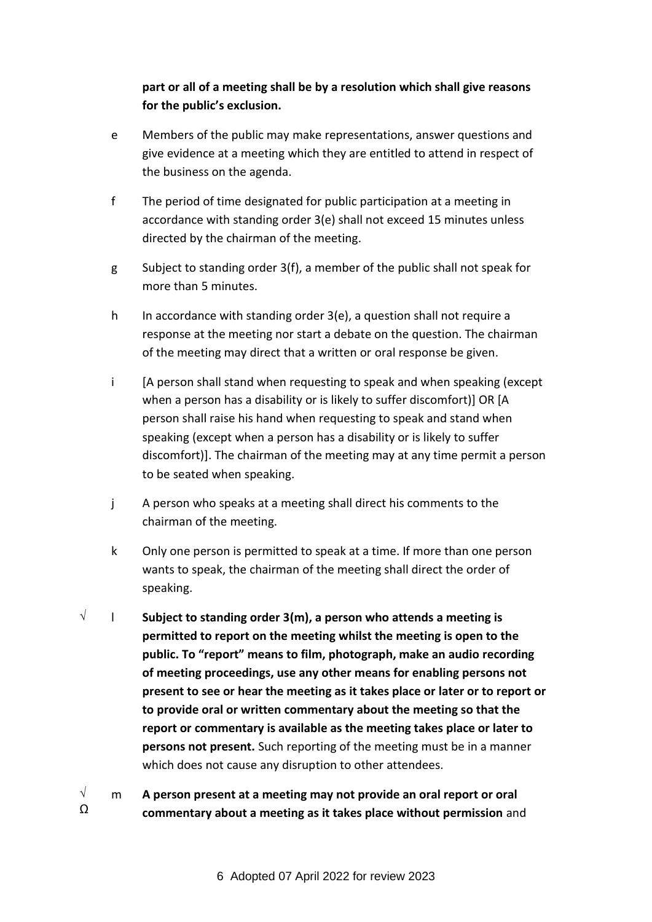**part or all of a meeting shall be by a resolution which shall give reasons for the public's exclusion.**

e Members of the public may make representations, answer questions and give evidence at a meeting which they are entitled to attend in respect of the business on the agenda.

f The period of time designated for public participation at a meeting in accordance with standing order 3(e) shall not exceed 15 minutes unless directed by the chairman of the meeting.

g Subject to standing order 3(f), a member of the public shall not speak for more than 5 minutes.

h In accordance with standing order 3(e), a question shall not require a response at the meeting nor start a debate on the question. The chairman of the meeting may direct that a written or oral response be given.

i [A person shall stand when requesting to speak and when speaking (except when a person has a disability or is likely to suffer discomfort)] OR [A person shall raise his hand when requesting to speak and stand when speaking (except when a person has a disability or is likely to suffer discomfort)]. The chairman of the meeting may at any time permit a person to be seated when speaking.

j A person who speaks at a meeting shall direct his comments to the chairman of the meeting.

k Only one person is permitted to speak at a time. If more than one person wants to speak, the chairman of the meeting shall direct the order of speaking.

√ l **Subject to standing order 3(m), a person who attends a meeting is permitted to report on the meeting whilst the meeting is open to the public. To "report" means to film, photograph, make an audio recording of meeting proceedings, use any other means for enabling persons not present to see or hear the meeting as it takes place or later or to report or to provide oral or written commentary about the meeting so that the report or commentary is available as the meeting takes place or later to persons not present.** Such reporting of the meeting must be in a manner which does not cause any disruption to other attendees.

√ Ω m **A person present at a meeting may not provide an oral report or oral commentary about a meeting as it takes place without permission** and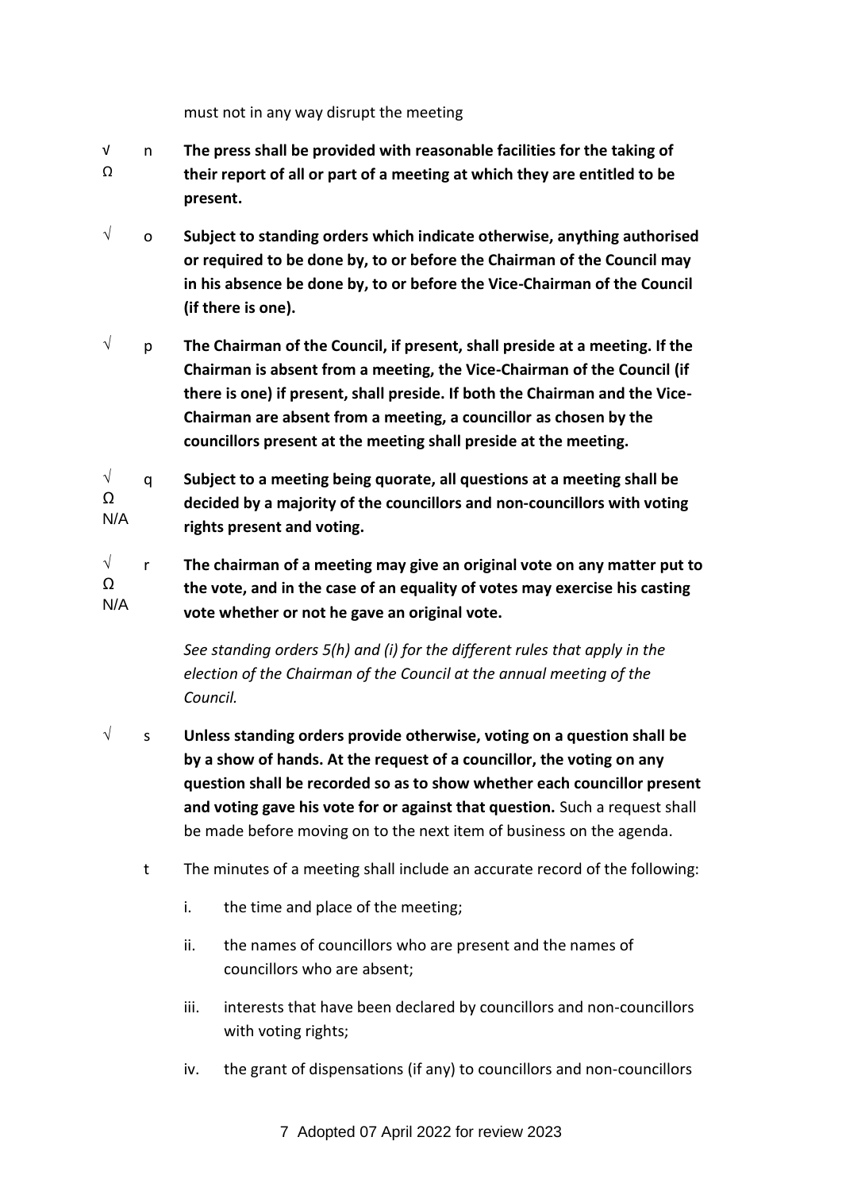must not in any way disrupt the meeting

√ Ω n **The press shall be provided with reasonable facilities for the taking of their report of all or part of a meeting at which they are entitled to be present.**

√ o **Subject to standing orders which indicate otherwise, anything authorised or required to be done by, to or before the Chairman of the Council may in his absence be done by, to or before the Vice-Chairman of the Council (if there is one).**

√ p **The Chairman of the Council, if present, shall preside at a meeting. If the Chairman is absent from a meeting, the Vice-Chairman of the Council (if there is one) if present, shall preside. If both the Chairman and the Vice-Chairman are absent from a meeting, a councillor as chosen by the councillors present at the meeting shall preside at the meeting.**

√ Ω N/A q **Subject to a meeting being quorate, all questions at a meeting shall be decided by a majority of the councillors and non-councillors with voting rights present and voting.**

√ Ω N/A r **The chairman of a meeting may give an original vote on any matter put to the vote, and in the case of an equality of votes may exercise his casting vote whether or not he gave an original vote.**

*See standing orders 5(h) and (i) for the different rules that apply in the election of the Chairman of the Council at the annual meeting of the Council.*

√ s **Unless standing orders provide otherwise, voting on a question shall be by a show of hands. At the request of a councillor, the voting on any question shall be recorded so as to show whether each councillor present and voting gave his vote for or against that question.** Such a request shall be made before moving on to the next item of business on the agenda.

t The minutes of a meeting shall include an accurate record of the following:

i. the time and place of the meeting;

ii. the names of councillors who are present and the names of councillors who are absent;

iii. interests that have been declared by councillors and non-councillors with voting rights;

iv. the grant of dispensations (if any) to councillors and non-councillors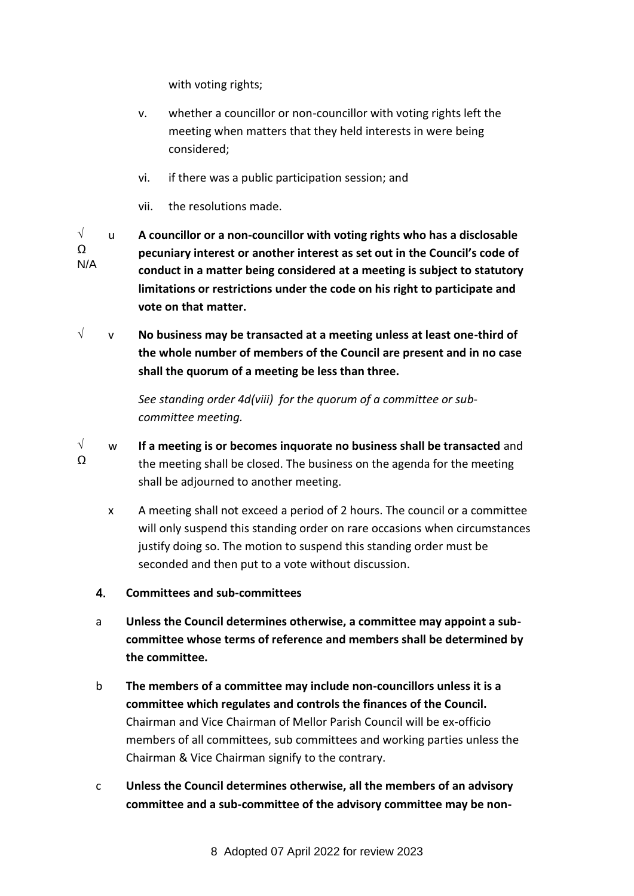with voting rights;

v. whether a councillor or non-councillor with voting rights left the meeting when matters that they held interests in were being considered;

vi. if there was a public participation session; and

vii. the resolutions made.

√ Ω N/A

u **A councillor or a non-councillor with voting rights who has a disclosable pecuniary interest or another interest as set out in the Council's code of conduct in a matter being considered at a meeting is subject to statutory limitations or restrictions under the code on his right to participate and vote on that matter.**

√

v **No business may be transacted at a meeting unless at least one-third of the whole number of members of the Council are present and in no case shall the quorum of a meeting be less than three.**

*See standing order 4d(viii) for the quorum of a committee or sub-committee meeting.*

√ Ω

w **If a meeting is or becomes inquorate no business shall be transacted** and the meeting shall be closed. The business on the agenda for the meeting shall be adjourned to another meeting.

x A meeting shall not exceed a period of 2 hours. The council or a committee will only suspend this standing order on rare occasions when circumstances justify doing so. The motion to suspend this standing order must be seconded and then put to a vote without discussion.

## 4. Committees and sub-committees

a **Unless the Council determines otherwise, a committee may appoint a sub-committee whose terms of reference and members shall be determined by the committee.**

b **The members of a committee may include non-councillors unless it is a committee which regulates and controls the finances of the Council.** Chairman and Vice Chairman of Mellor Parish Council will be ex-officio members of all committees, sub committees and working parties unless the Chairman & Vice Chairman signify to the contrary.

c **Unless the Council determines otherwise, all the members of an advisory committee and a sub-committee of the advisory committee may be non-**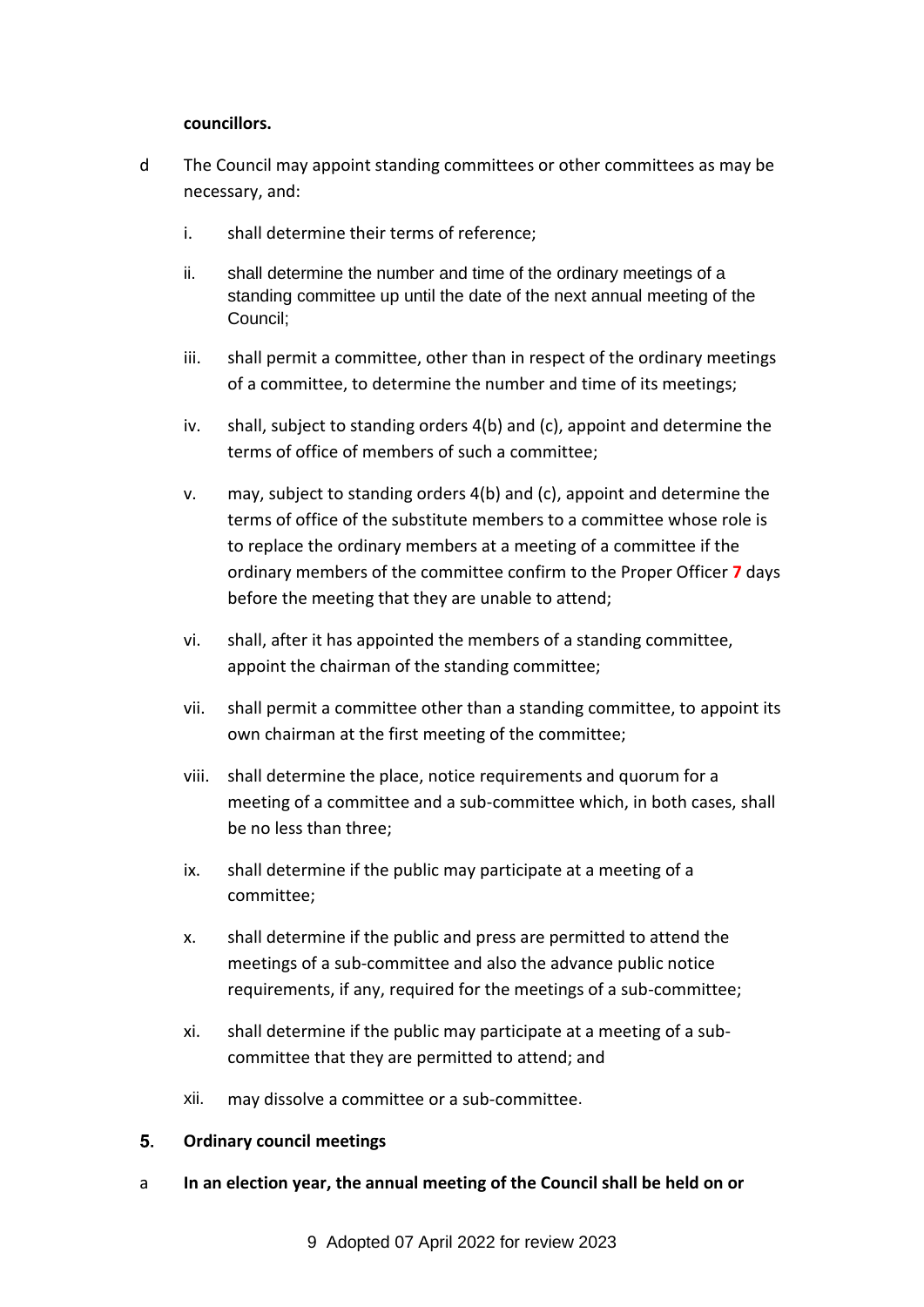**councillors.**

d The Council may appoint standing committees or other committees as may be necessary, and:

i. shall determine their terms of reference;

ii. shall determine the number and time of the ordinary meetings of a standing committee up until the date of the next annual meeting of the Council;

iii. shall permit a committee, other than in respect of the ordinary meetings of a committee, to determine the number and time of its meetings;

iv. shall, subject to standing orders 4(b) and (c), appoint and determine the terms of office of members of such a committee;

v. may, subject to standing orders 4(b) and (c), appoint and determine the terms of office of the substitute members to a committee whose role is to replace the ordinary members at a meeting of a committee if the ordinary members of the committee confirm to the Proper Officer **7** days before the meeting that they are unable to attend;

vi. shall, after it has appointed the members of a standing committee, appoint the chairman of the standing committee;

vii. shall permit a committee other than a standing committee, to appoint its own chairman at the first meeting of the committee;

viii. shall determine the place, notice requirements and quorum for a meeting of a committee and a sub-committee which, in both cases, shall be no less than three;

ix. shall determine if the public may participate at a meeting of a committee;

x. shall determine if the public and press are permitted to attend the meetings of a sub-committee and also the advance public notice requirements, if any, required for the meetings of a sub-committee;

xi. shall determine if the public may participate at a meeting of a sub-committee that they are permitted to attend; and

xii. may dissolve a committee or a sub-committee.

## 5. Ordinary council meetings

a **In an election year, the annual meeting of the Council shall be held on or**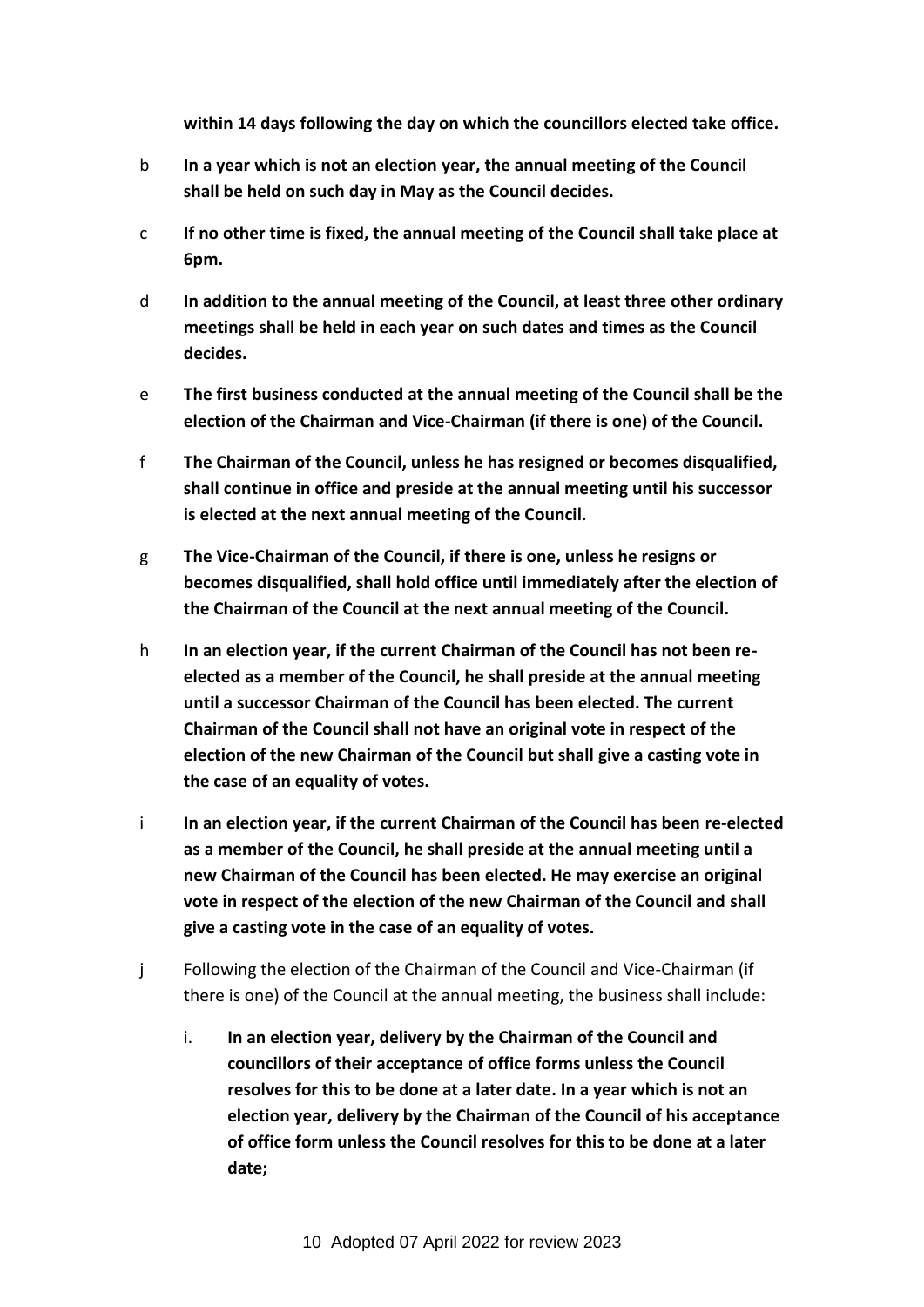**within 14 days following the day on which the councillors elected take office.**

b **In a year which is not an election year, the annual meeting of the Council shall be held on such day in May as the Council decides.**

c **If no other time is fixed, the annual meeting of the Council shall take place at 6pm.**

d **In addition to the annual meeting of the Council, at least three other ordinary meetings shall be held in each year on such dates and times as the Council decides.**

e **The first business conducted at the annual meeting of the Council shall be the election of the Chairman and Vice-Chairman (if there is one) of the Council.**

f **The Chairman of the Council, unless he has resigned or becomes disqualified, shall continue in office and preside at the annual meeting until his successor is elected at the next annual meeting of the Council.**

g **The Vice-Chairman of the Council, if there is one, unless he resigns or becomes disqualified, shall hold office until immediately after the election of the Chairman of the Council at the next annual meeting of the Council.**

h **In an election year, if the current Chairman of the Council has not been re-elected as a member of the Council, he shall preside at the annual meeting until a successor Chairman of the Council has been elected. The current Chairman of the Council shall not have an original vote in respect of the election of the new Chairman of the Council but shall give a casting vote in the case of an equality of votes.**

i **In an election year, if the current Chairman of the Council has been re-elected as a member of the Council, he shall preside at the annual meeting until a new Chairman of the Council has been elected. He may exercise an original vote in respect of the election of the new Chairman of the Council and shall give a casting vote in the case of an equality of votes.**

j Following the election of the Chairman of the Council and Vice-Chairman (if there is one) of the Council at the annual meeting, the business shall include:

   i. **In an election year, delivery by the Chairman of the Council and councillors of their acceptance of office forms unless the Council resolves for this to be done at a later date. In a year which is not an election year, delivery by the Chairman of the Council of his acceptance of office form unless the Council resolves for this to be done at a later date;**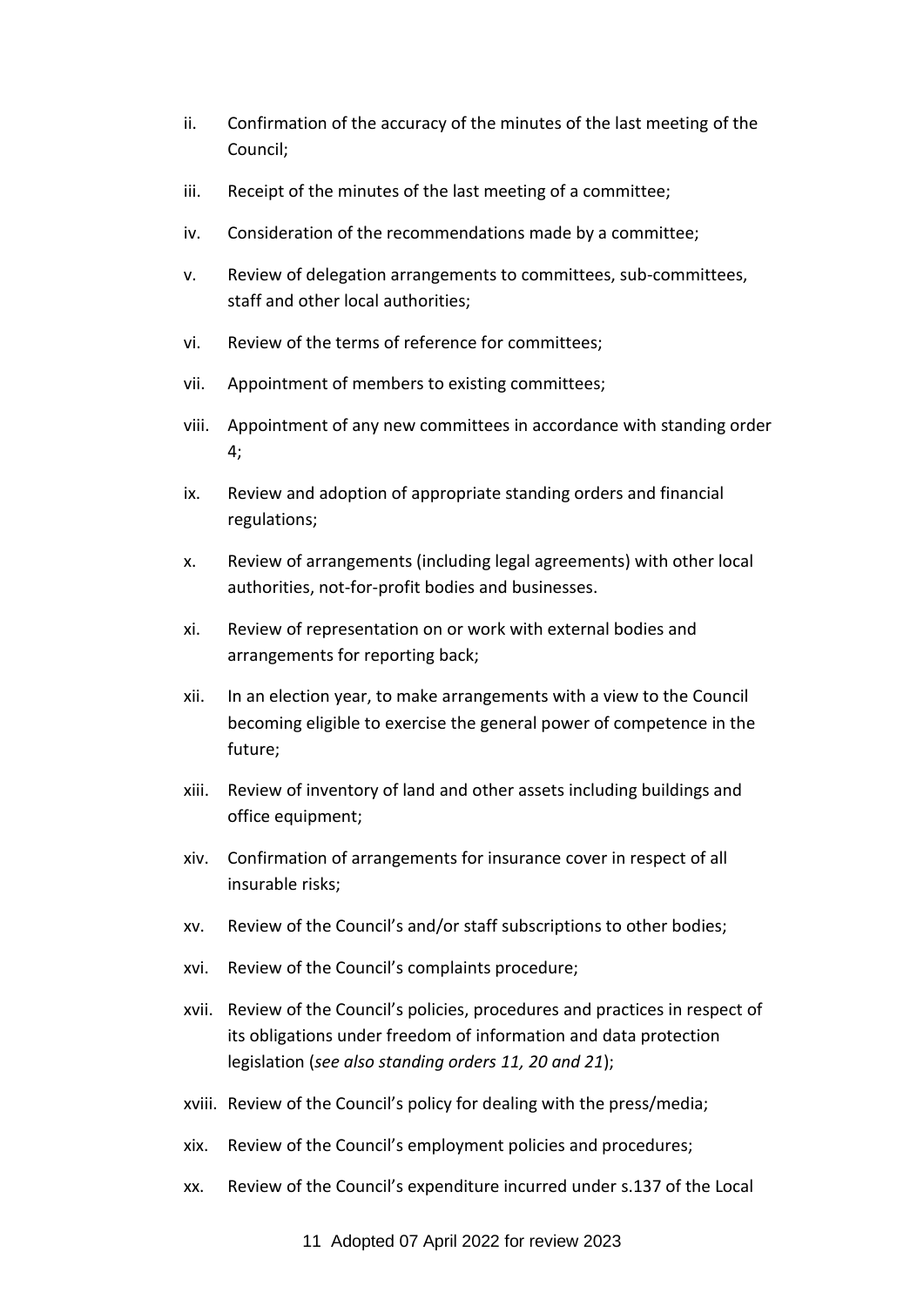ii. Confirmation of the accuracy of the minutes of the last meeting of the Council;

iii. Receipt of the minutes of the last meeting of a committee;

iv. Consideration of the recommendations made by a committee;

v. Review of delegation arrangements to committees, sub-committees, staff and other local authorities;

vi. Review of the terms of reference for committees;

vii. Appointment of members to existing committees;

viii. Appointment of any new committees in accordance with standing order 4;

ix. Review and adoption of appropriate standing orders and financial regulations;

x. Review of arrangements (including legal agreements) with other local authorities, not-for-profit bodies and businesses.

xi. Review of representation on or work with external bodies and arrangements for reporting back;

xii. In an election year, to make arrangements with a view to the Council becoming eligible to exercise the general power of competence in the future;

xiii. Review of inventory of land and other assets including buildings and office equipment;

xiv. Confirmation of arrangements for insurance cover in respect of all insurable risks;

xv. Review of the Council's and/or staff subscriptions to other bodies;

xvi. Review of the Council's complaints procedure;

xvii. Review of the Council's policies, procedures and practices in respect of its obligations under freedom of information and data protection legislation (*see also standing orders 11, 20 and 21*);

xviii. Review of the Council's policy for dealing with the press/media;

xix. Review of the Council's employment policies and procedures;

xx. Review of the Council's expenditure incurred under s.137 of the Local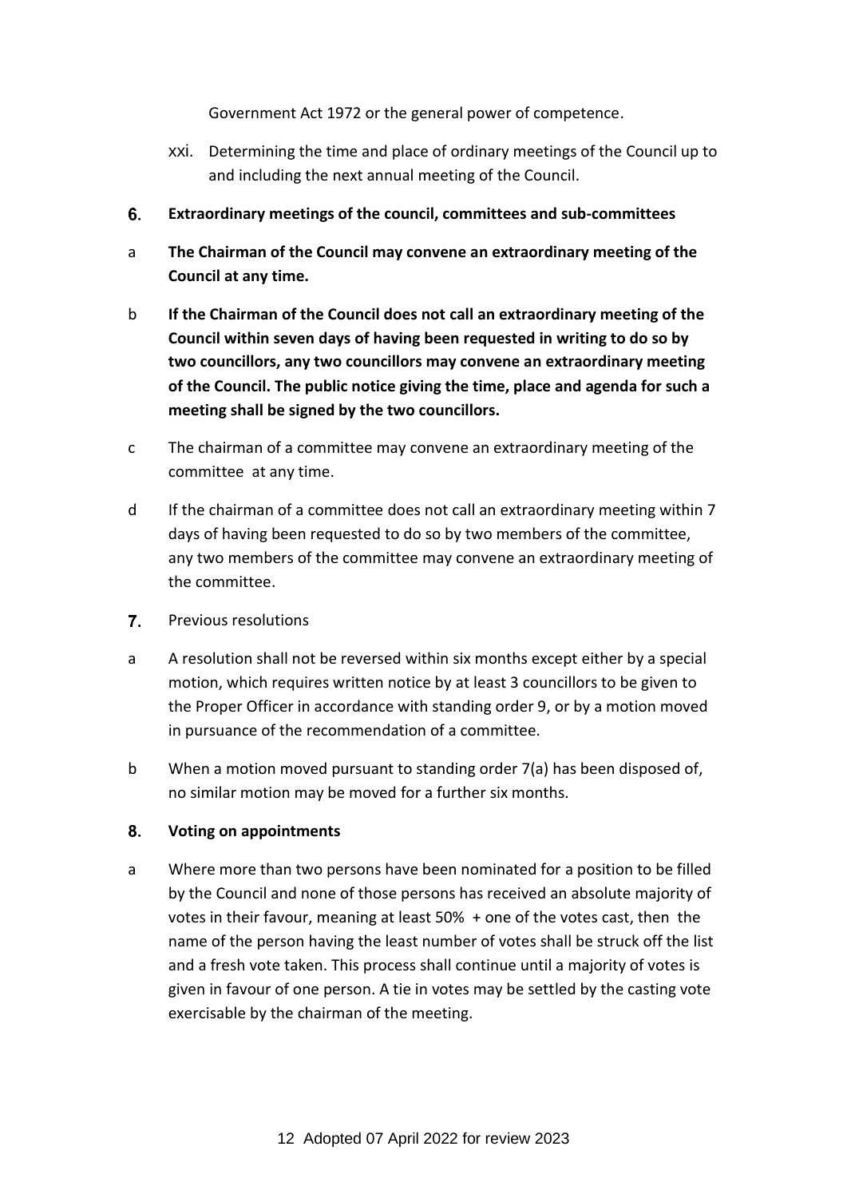Government Act 1972 or the general power of competence.

xxi. Determining the time and place of ordinary meetings of the Council up to and including the next annual meeting of the Council.

6. **Extraordinary meetings of the council, committees and sub-committees**

a **The Chairman of the Council may convene an extraordinary meeting of the Council at any time.**

b **If the Chairman of the Council does not call an extraordinary meeting of the Council within seven days of having been requested in writing to do so by two councillors, any two councillors may convene an extraordinary meeting of the Council. The public notice giving the time, place and agenda for such a meeting shall be signed by the two councillors.**

c The chairman of a committee may convene an extraordinary meeting of the committee at any time.

d If the chairman of a committee does not call an extraordinary meeting within 7 days of having been requested to do so by two members of the committee, any two members of the committee may convene an extraordinary meeting of the committee.

7. Previous resolutions

a A resolution shall not be reversed within six months except either by a special motion, which requires written notice by at least 3 councillors to be given to the Proper Officer in accordance with standing order 9, or by a motion moved in pursuance of the recommendation of a committee.

b When a motion moved pursuant to standing order 7(a) has been disposed of, no similar motion may be moved for a further six months.

8. **Voting on appointments**

a Where more than two persons have been nominated for a position to be filled by the Council and none of those persons has received an absolute majority of votes in their favour, meaning at least 50% + one of the votes cast, then the name of the person having the least number of votes shall be struck off the list and a fresh vote taken. This process shall continue until a majority of votes is given in favour of one person. A tie in votes may be settled by the casting vote exercisable by the chairman of the meeting.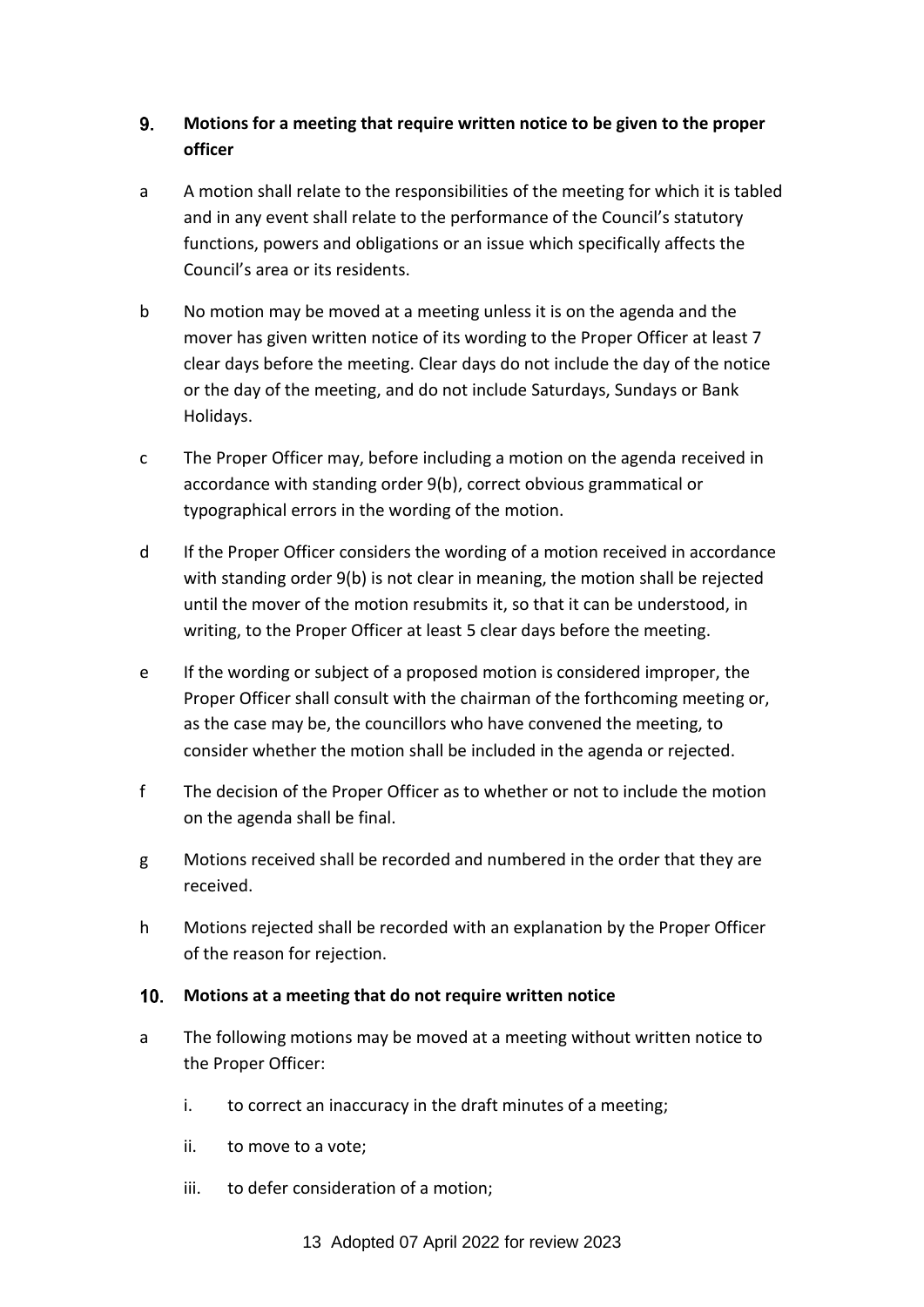## 9. Motions for a meeting that require written notice to be given to the proper officer

a A motion shall relate to the responsibilities of the meeting for which it is tabled and in any event shall relate to the performance of the Council's statutory functions, powers and obligations or an issue which specifically affects the Council's area or its residents.

b No motion may be moved at a meeting unless it is on the agenda and the mover has given written notice of its wording to the Proper Officer at least 7 clear days before the meeting. Clear days do not include the day of the notice or the day of the meeting, and do not include Saturdays, Sundays or Bank Holidays.

c The Proper Officer may, before including a motion on the agenda received in accordance with standing order 9(b), correct obvious grammatical or typographical errors in the wording of the motion.

d If the Proper Officer considers the wording of a motion received in accordance with standing order 9(b) is not clear in meaning, the motion shall be rejected until the mover of the motion resubmits it, so that it can be understood, in writing, to the Proper Officer at least 5 clear days before the meeting.

e If the wording or subject of a proposed motion is considered improper, the Proper Officer shall consult with the chairman of the forthcoming meeting or, as the case may be, the councillors who have convened the meeting, to consider whether the motion shall be included in the agenda or rejected.

f The decision of the Proper Officer as to whether or not to include the motion on the agenda shall be final.

g Motions received shall be recorded and numbered in the order that they are received.

h Motions rejected shall be recorded with an explanation by the Proper Officer of the reason for rejection.

## 10. Motions at a meeting that do not require written notice

a The following motions may be moved at a meeting without written notice to the Proper Officer:

   i. to correct an inaccuracy in the draft minutes of a meeting;

   ii. to move to a vote;

   iii. to defer consideration of a motion;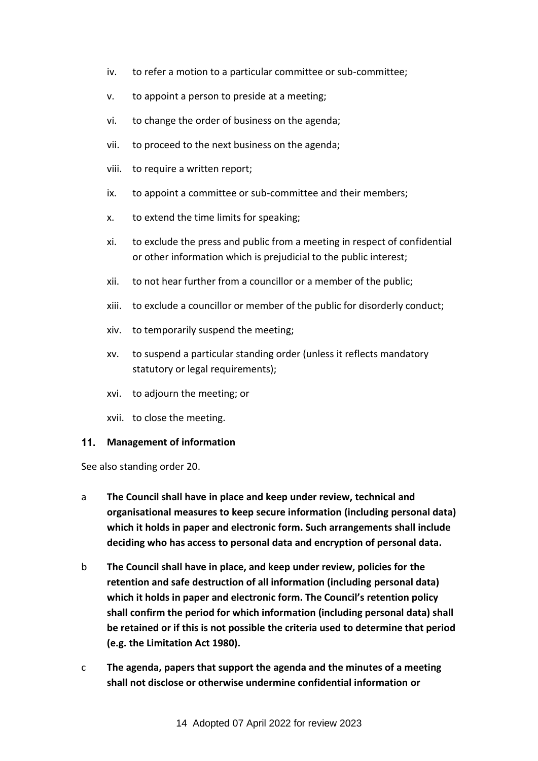iv. to refer a motion to a particular committee or sub-committee;

v. to appoint a person to preside at a meeting;

vi. to change the order of business on the agenda;

vii. to proceed to the next business on the agenda;

viii. to require a written report;

ix. to appoint a committee or sub-committee and their members;

x. to extend the time limits for speaking;

xi. to exclude the press and public from a meeting in respect of confidential or other information which is prejudicial to the public interest;

xii. to not hear further from a councillor or a member of the public;

xiii. to exclude a councillor or member of the public for disorderly conduct;

xiv. to temporarily suspend the meeting;

xv. to suspend a particular standing order (unless it reflects mandatory statutory or legal requirements);

xvi. to adjourn the meeting; or

xvii. to close the meeting.

## 11. Management of information

See also standing order 20.

a **The Council shall have in place and keep under review, technical and organisational measures to keep secure information (including personal data) which it holds in paper and electronic form. Such arrangements shall include deciding who has access to personal data and encryption of personal data.**

b **The Council shall have in place, and keep under review, policies for the retention and safe destruction of all information (including personal data) which it holds in paper and electronic form. The Council's retention policy shall confirm the period for which information (including personal data) shall be retained or if this is not possible the criteria used to determine that period (e.g. the Limitation Act 1980).**

c **The agenda, papers that support the agenda and the minutes of a meeting shall not disclose or otherwise undermine confidential information or**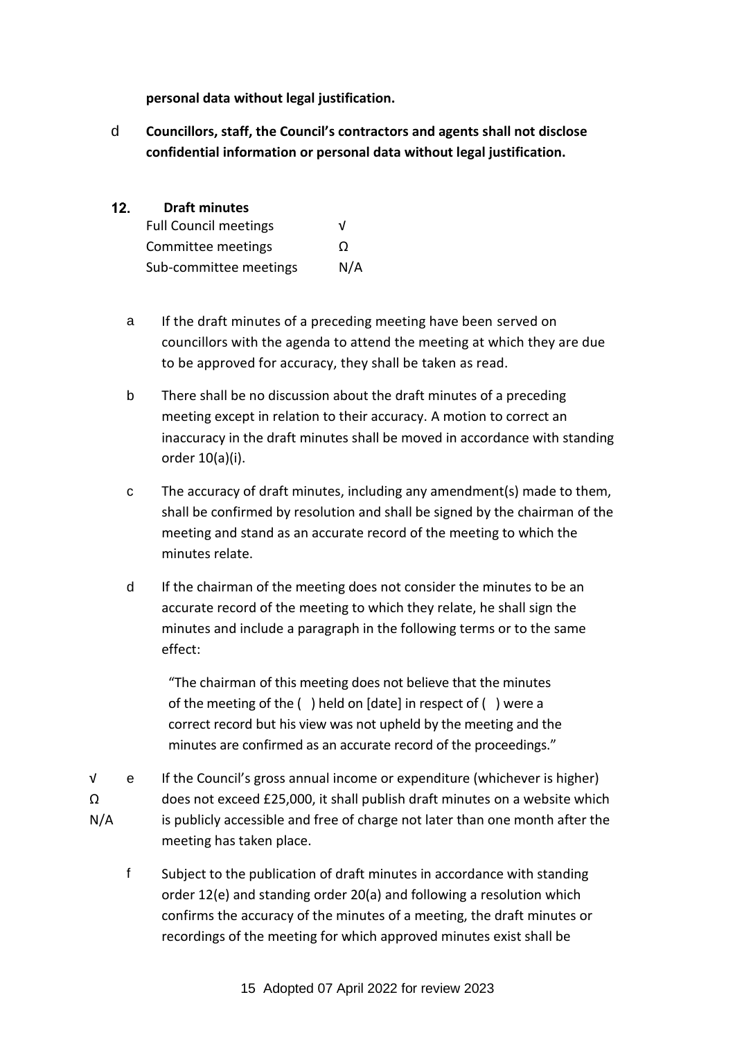**personal data without legal justification.**

d **Councillors, staff, the Council's contractors and agents shall not disclose confidential information or personal data without legal justification.**

## 12. Draft minutes

| | |
|---|---|
| Full Council meetings | √ |
| Committee meetings | Ω |
| Sub-committee meetings | N/A |

a If the draft minutes of a preceding meeting have been served on councillors with the agenda to attend the meeting at which they are due to be approved for accuracy, they shall be taken as read.

b There shall be no discussion about the draft minutes of a preceding meeting except in relation to their accuracy. A motion to correct an inaccuracy in the draft minutes shall be moved in accordance with standing order 10(a)(i).

c The accuracy of draft minutes, including any amendment(s) made to them, shall be confirmed by resolution and shall be signed by the chairman of the meeting and stand as an accurate record of the meeting to which the minutes relate.

d If the chairman of the meeting does not consider the minutes to be an accurate record of the meeting to which they relate, he shall sign the minutes and include a paragraph in the following terms or to the same effect:

> "The chairman of this meeting does not believe that the minutes of the meeting of the ( ) held on [date] in respect of ( ) were a correct record but his view was not upheld by the meeting and the minutes are confirmed as an accurate record of the proceedings."

√ Ω N/A

e If the Council's gross annual income or expenditure (whichever is higher) does not exceed £25,000, it shall publish draft minutes on a website which is publicly accessible and free of charge not later than one month after the meeting has taken place.

f Subject to the publication of draft minutes in accordance with standing order 12(e) and standing order 20(a) and following a resolution which confirms the accuracy of the minutes of a meeting, the draft minutes or recordings of the meeting for which approved minutes exist shall be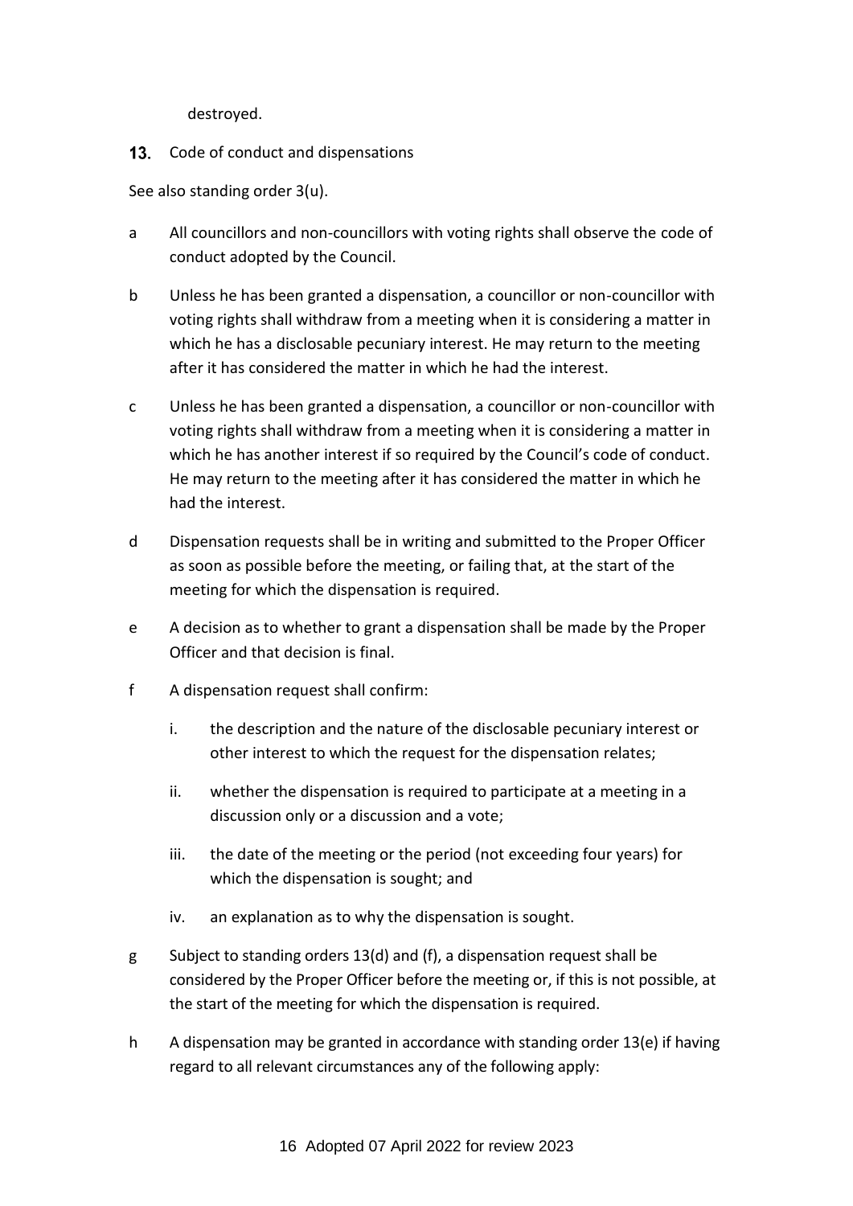destroyed.

## 13. Code of conduct and dispensations

See also standing order 3(u).

a All councillors and non-councillors with voting rights shall observe the code of conduct adopted by the Council.

b Unless he has been granted a dispensation, a councillor or non-councillor with voting rights shall withdraw from a meeting when it is considering a matter in which he has a disclosable pecuniary interest. He may return to the meeting after it has considered the matter in which he had the interest.

c Unless he has been granted a dispensation, a councillor or non-councillor with voting rights shall withdraw from a meeting when it is considering a matter in which he has another interest if so required by the Council's code of conduct. He may return to the meeting after it has considered the matter in which he had the interest.

d Dispensation requests shall be in writing and submitted to the Proper Officer as soon as possible before the meeting, or failing that, at the start of the meeting for which the dispensation is required.

e A decision as to whether to grant a dispensation shall be made by the Proper Officer and that decision is final.

f A dispensation request shall confirm:

   i. the description and the nature of the disclosable pecuniary interest or other interest to which the request for the dispensation relates;

   ii. whether the dispensation is required to participate at a meeting in a discussion only or a discussion and a vote;

   iii. the date of the meeting or the period (not exceeding four years) for which the dispensation is sought; and

   iv. an explanation as to why the dispensation is sought.

g Subject to standing orders 13(d) and (f), a dispensation request shall be considered by the Proper Officer before the meeting or, if this is not possible, at the start of the meeting for which the dispensation is required.

h A dispensation may be granted in accordance with standing order 13(e) if having regard to all relevant circumstances any of the following apply: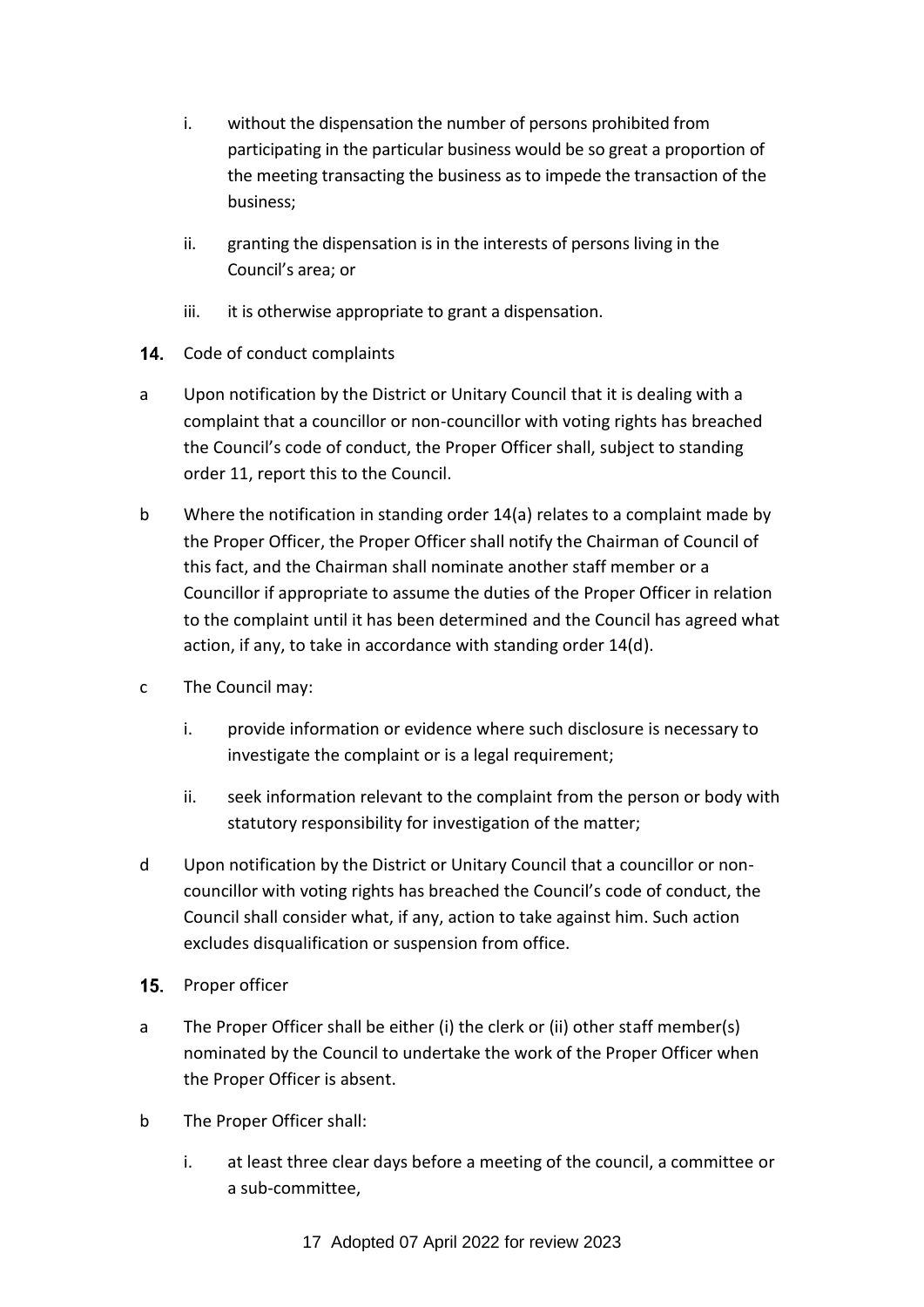i. without the dispensation the number of persons prohibited from participating in the particular business would be so great a proportion of the meeting transacting the business as to impede the transaction of the business;

ii. granting the dispensation is in the interests of persons living in the Council's area; or

iii. it is otherwise appropriate to grant a dispensation.

**14.** Code of conduct complaints

a Upon notification by the District or Unitary Council that it is dealing with a complaint that a councillor or non-councillor with voting rights has breached the Council's code of conduct, the Proper Officer shall, subject to standing order 11, report this to the Council.

b Where the notification in standing order 14(a) relates to a complaint made by the Proper Officer, the Proper Officer shall notify the Chairman of Council of this fact, and the Chairman shall nominate another staff member or a Councillor if appropriate to assume the duties of the Proper Officer in relation to the complaint until it has been determined and the Council has agreed what action, if any, to take in accordance with standing order 14(d).

c The Council may:

i. provide information or evidence where such disclosure is necessary to investigate the complaint or is a legal requirement;

ii. seek information relevant to the complaint from the person or body with statutory responsibility for investigation of the matter;

d Upon notification by the District or Unitary Council that a councillor or non-councillor with voting rights has breached the Council's code of conduct, the Council shall consider what, if any, action to take against him. Such action excludes disqualification or suspension from office.

**15.** Proper officer

a The Proper Officer shall be either (i) the clerk or (ii) other staff member(s) nominated by the Council to undertake the work of the Proper Officer when the Proper Officer is absent.

b The Proper Officer shall:

i. at least three clear days before a meeting of the council, a committee or a sub-committee,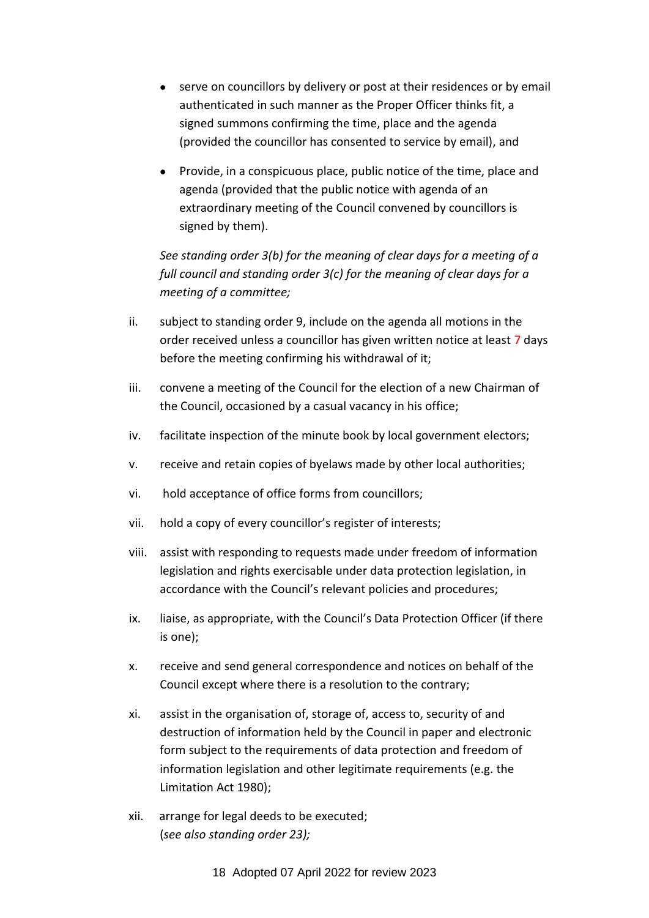- serve on councillors by delivery or post at their residences or by email authenticated in such manner as the Proper Officer thinks fit, a signed summons confirming the time, place and the agenda (provided the councillor has consented to service by email), and
- Provide, in a conspicuous place, public notice of the time, place and agenda (provided that the public notice with agenda of an extraordinary meeting of the Council convened by councillors is signed by them).

*See standing order 3(b) for the meaning of clear days for a meeting of a full council and standing order 3(c) for the meaning of clear days for a meeting of a committee;*

ii. subject to standing order 9, include on the agenda all motions in the order received unless a councillor has given written notice at least 7 days before the meeting confirming his withdrawal of it;

iii. convene a meeting of the Council for the election of a new Chairman of the Council, occasioned by a casual vacancy in his office;

iv. facilitate inspection of the minute book by local government electors;

v. receive and retain copies of byelaws made by other local authorities;

vi. hold acceptance of office forms from councillors;

vii. hold a copy of every councillor's register of interests;

viii. assist with responding to requests made under freedom of information legislation and rights exercisable under data protection legislation, in accordance with the Council's relevant policies and procedures;

ix. liaise, as appropriate, with the Council's Data Protection Officer (if there is one);

x. receive and send general correspondence and notices on behalf of the Council except where there is a resolution to the contrary;

xi. assist in the organisation of, storage of, access to, security of and destruction of information held by the Council in paper and electronic form subject to the requirements of data protection and freedom of information legislation and other legitimate requirements (e.g. the Limitation Act 1980);

xii. arrange for legal deeds to be executed;
(*see also standing order 23);*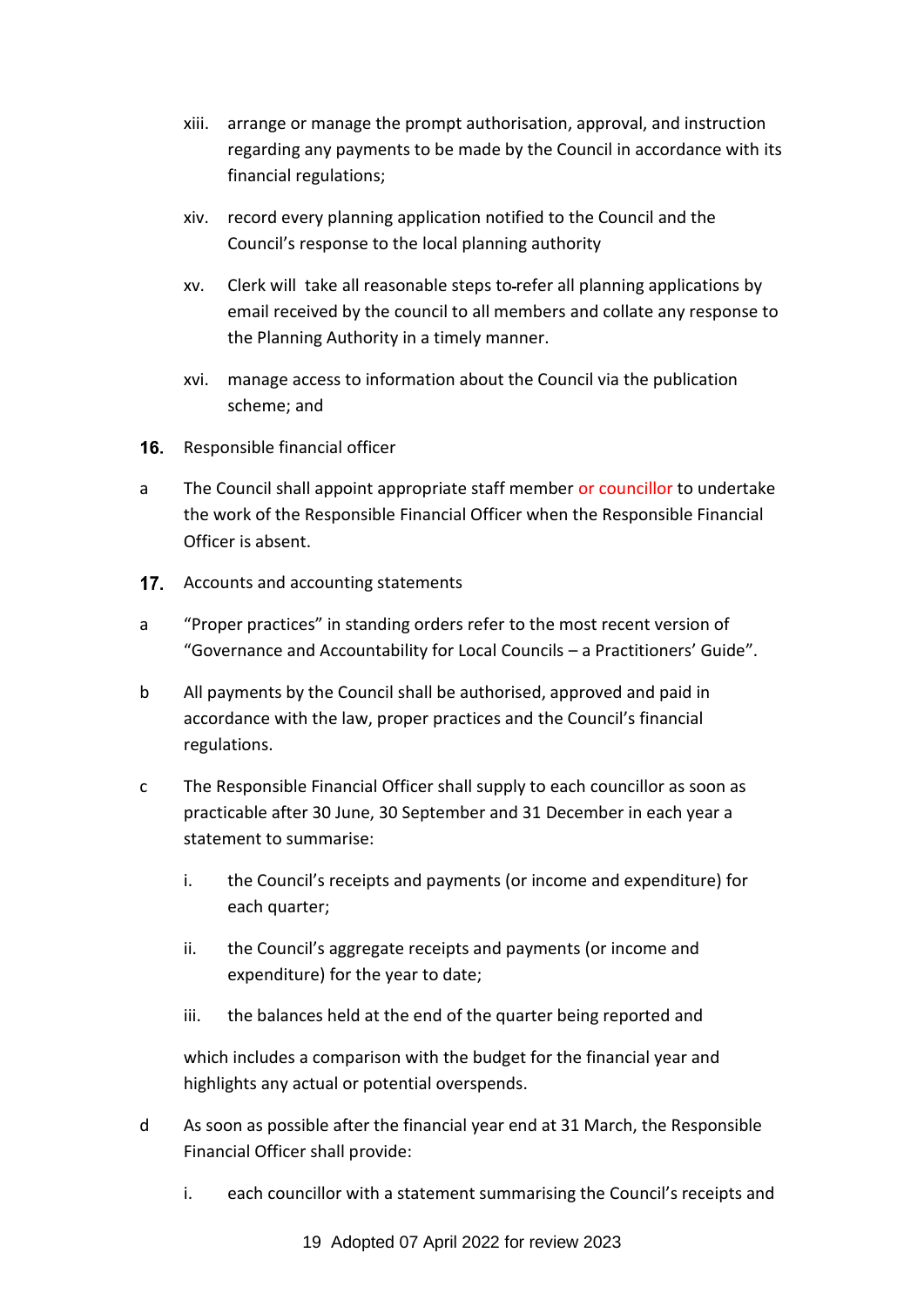xiii. arrange or manage the prompt authorisation, approval, and instruction regarding any payments to be made by the Council in accordance with its financial regulations;

xiv. record every planning application notified to the Council and the Council's response to the local planning authority

xv. Clerk will take all reasonable steps to refer all planning applications by email received by the council to all members and collate any response to the Planning Authority in a timely manner.

xvi. manage access to information about the Council via the publication scheme; and

**16.** Responsible financial officer

a The Council shall appoint appropriate staff member or councillor to undertake the work of the Responsible Financial Officer when the Responsible Financial Officer is absent.

**17.** Accounts and accounting statements

a "Proper practices" in standing orders refer to the most recent version of "Governance and Accountability for Local Councils – a Practitioners' Guide".

b All payments by the Council shall be authorised, approved and paid in accordance with the law, proper practices and the Council's financial regulations.

c The Responsible Financial Officer shall supply to each councillor as soon as practicable after 30 June, 30 September and 31 December in each year a statement to summarise:

i. the Council's receipts and payments (or income and expenditure) for each quarter;

ii. the Council's aggregate receipts and payments (or income and expenditure) for the year to date;

iii. the balances held at the end of the quarter being reported and

which includes a comparison with the budget for the financial year and highlights any actual or potential overspends.

d As soon as possible after the financial year end at 31 March, the Responsible Financial Officer shall provide:

i. each councillor with a statement summarising the Council's receipts and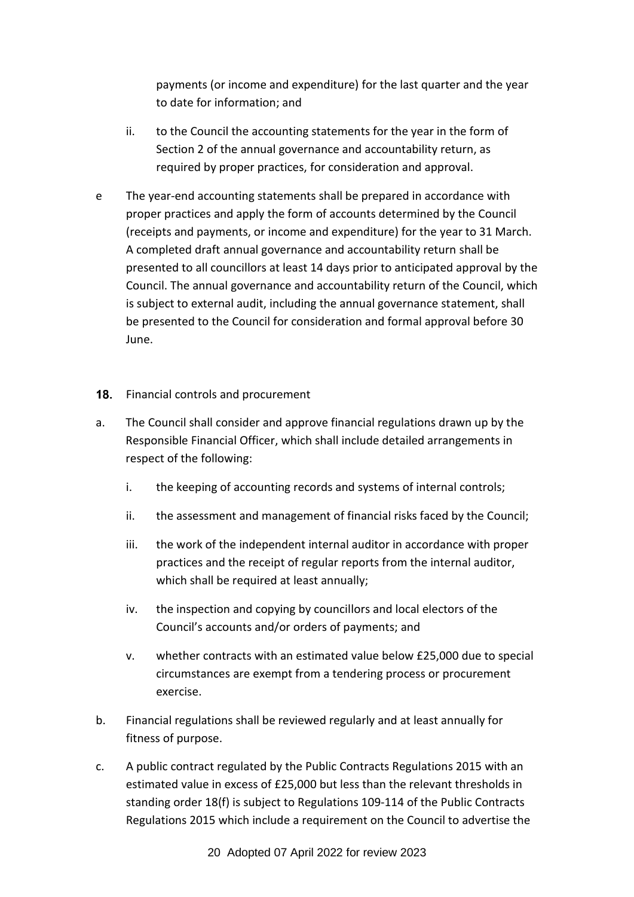payments (or income and expenditure) for the last quarter and the year to date for information; and

ii. to the Council the accounting statements for the year in the form of Section 2 of the annual governance and accountability return, as required by proper practices, for consideration and approval.

e The year-end accounting statements shall be prepared in accordance with proper practices and apply the form of accounts determined by the Council (receipts and payments, or income and expenditure) for the year to 31 March. A completed draft annual governance and accountability return shall be presented to all councillors at least 14 days prior to anticipated approval by the Council. The annual governance and accountability return of the Council, which is subject to external audit, including the annual governance statement, shall be presented to the Council for consideration and formal approval before 30 June.

**18.** Financial controls and procurement

a. The Council shall consider and approve financial regulations drawn up by the Responsible Financial Officer, which shall include detailed arrangements in respect of the following:

   i. the keeping of accounting records and systems of internal controls;

   ii. the assessment and management of financial risks faced by the Council;

   iii. the work of the independent internal auditor in accordance with proper practices and the receipt of regular reports from the internal auditor, which shall be required at least annually;

   iv. the inspection and copying by councillors and local electors of the Council's accounts and/or orders of payments; and

   v. whether contracts with an estimated value below £25,000 due to special circumstances are exempt from a tendering process or procurement exercise.

b. Financial regulations shall be reviewed regularly and at least annually for fitness of purpose.

c. A public contract regulated by the Public Contracts Regulations 2015 with an estimated value in excess of £25,000 but less than the relevant thresholds in standing order 18(f) is subject to Regulations 109-114 of the Public Contracts Regulations 2015 which include a requirement on the Council to advertise the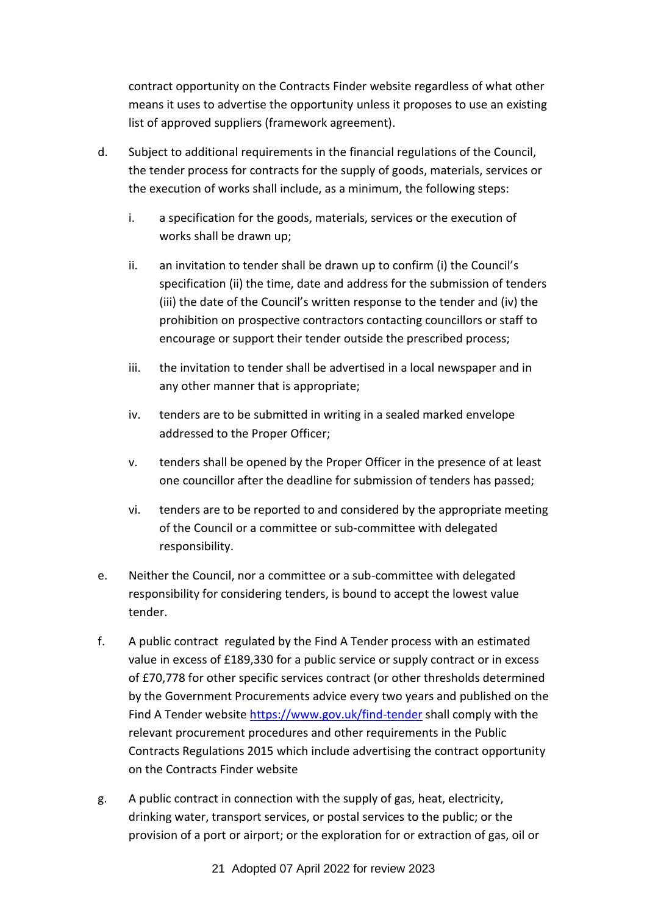contract opportunity on the Contracts Finder website regardless of what other means it uses to advertise the opportunity unless it proposes to use an existing list of approved suppliers (framework agreement).

d. Subject to additional requirements in the financial regulations of the Council, the tender process for contracts for the supply of goods, materials, services or the execution of works shall include, as a minimum, the following steps:

   i. a specification for the goods, materials, services or the execution of works shall be drawn up;

   ii. an invitation to tender shall be drawn up to confirm (i) the Council's specification (ii) the time, date and address for the submission of tenders (iii) the date of the Council's written response to the tender and (iv) the prohibition on prospective contractors contacting councillors or staff to encourage or support their tender outside the prescribed process;

   iii. the invitation to tender shall be advertised in a local newspaper and in any other manner that is appropriate;

   iv. tenders are to be submitted in writing in a sealed marked envelope addressed to the Proper Officer;

   v. tenders shall be opened by the Proper Officer in the presence of at least one councillor after the deadline for submission of tenders has passed;

   vi. tenders are to be reported to and considered by the appropriate meeting of the Council or a committee or sub-committee with delegated responsibility.

e. Neither the Council, nor a committee or a sub-committee with delegated responsibility for considering tenders, is bound to accept the lowest value tender.

f. A public contract regulated by the Find A Tender process with an estimated value in excess of £189,330 for a public service or supply contract or in excess of £70,778 for other specific services contract (or other thresholds determined by the Government Procurements advice every two years and published on the Find A Tender website https://www.gov.uk/find-tender shall comply with the relevant procurement procedures and other requirements in the Public Contracts Regulations 2015 which include advertising the contract opportunity on the Contracts Finder website

g. A public contract in connection with the supply of gas, heat, electricity, drinking water, transport services, or postal services to the public; or the provision of a port or airport; or the exploration for or extraction of gas, oil or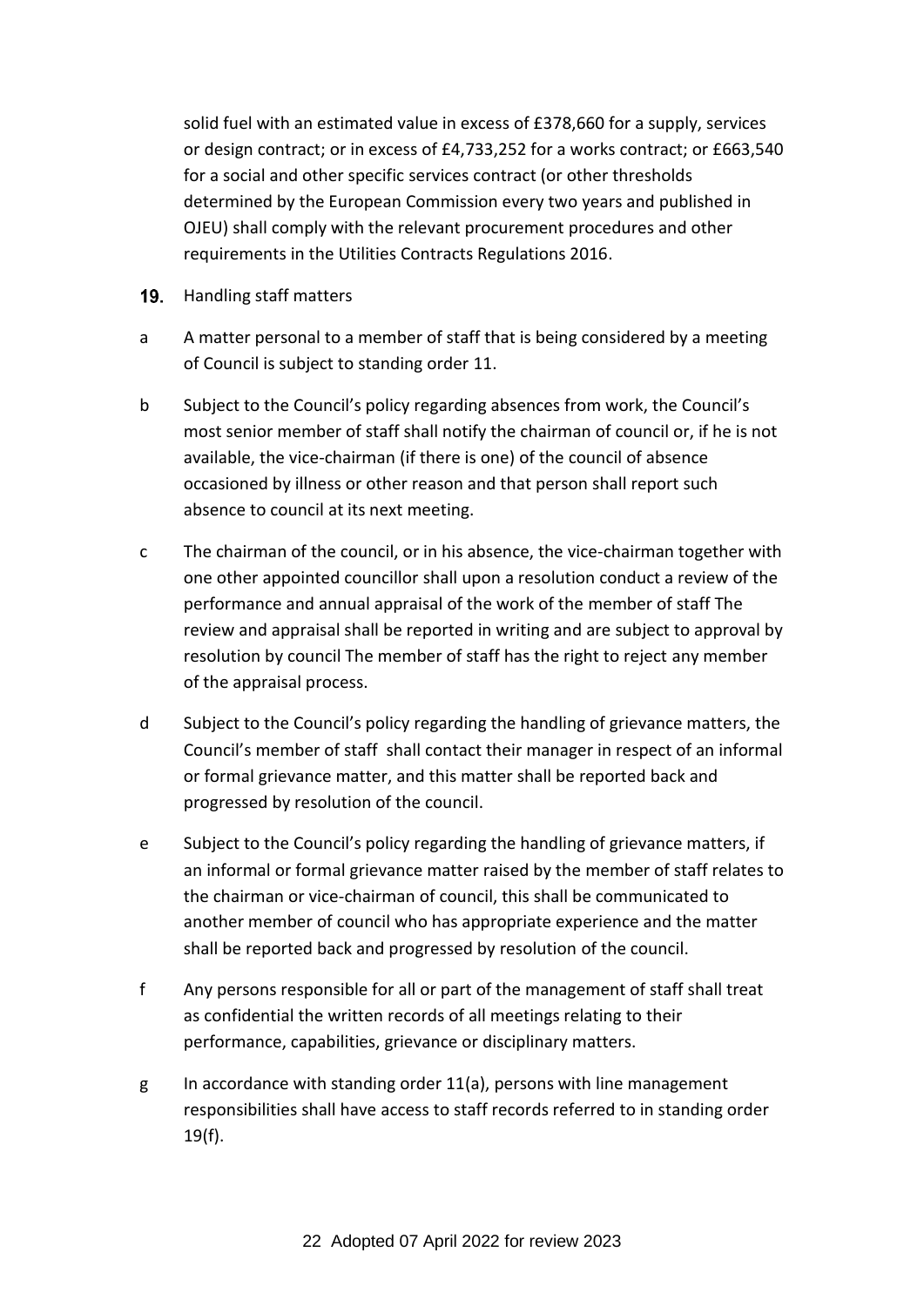solid fuel with an estimated value in excess of £378,660 for a supply, services or design contract; or in excess of £4,733,252 for a works contract; or £663,540 for a social and other specific services contract (or other thresholds determined by the European Commission every two years and published in OJEU) shall comply with the relevant procurement procedures and other requirements in the Utilities Contracts Regulations 2016.

**19.** Handling staff matters

a A matter personal to a member of staff that is being considered by a meeting of Council is subject to standing order 11.

b Subject to the Council's policy regarding absences from work, the Council's most senior member of staff shall notify the chairman of council or, if he is not available, the vice-chairman (if there is one) of the council of absence occasioned by illness or other reason and that person shall report such absence to council at its next meeting.

c The chairman of the council, or in his absence, the vice-chairman together with one other appointed councillor shall upon a resolution conduct a review of the performance and annual appraisal of the work of the member of staff The review and appraisal shall be reported in writing and are subject to approval by resolution by council The member of staff has the right to reject any member of the appraisal process.

d Subject to the Council's policy regarding the handling of grievance matters, the Council's member of staff shall contact their manager in respect of an informal or formal grievance matter, and this matter shall be reported back and progressed by resolution of the council.

e Subject to the Council's policy regarding the handling of grievance matters, if an informal or formal grievance matter raised by the member of staff relates to the chairman or vice-chairman of council, this shall be communicated to another member of council who has appropriate experience and the matter shall be reported back and progressed by resolution of the council.

f Any persons responsible for all or part of the management of staff shall treat as confidential the written records of all meetings relating to their performance, capabilities, grievance or disciplinary matters.

g In accordance with standing order 11(a), persons with line management responsibilities shall have access to staff records referred to in standing order 19(f).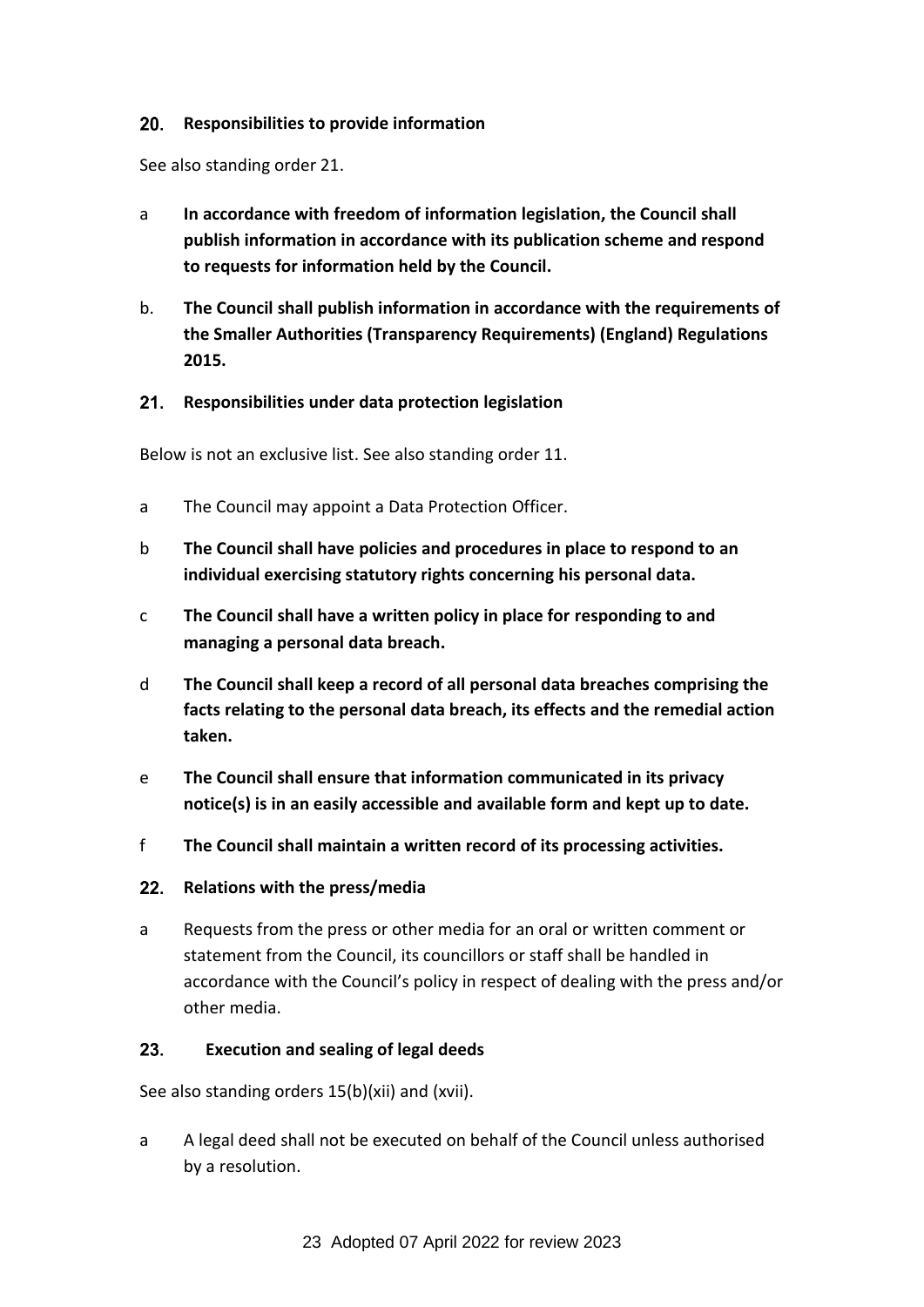## 20. Responsibilities to provide information

See also standing order 21.

a **In accordance with freedom of information legislation, the Council shall publish information in accordance with its publication scheme and respond to requests for information held by the Council.**

b. **The Council shall publish information in accordance with the requirements of the Smaller Authorities (Transparency Requirements) (England) Regulations 2015.**

## 21. Responsibilities under data protection legislation

Below is not an exclusive list. See also standing order 11.

a The Council may appoint a Data Protection Officer.

b **The Council shall have policies and procedures in place to respond to an individual exercising statutory rights concerning his personal data.**

c **The Council shall have a written policy in place for responding to and managing a personal data breach.**

d **The Council shall keep a record of all personal data breaches comprising the facts relating to the personal data breach, its effects and the remedial action taken.**

e **The Council shall ensure that information communicated in its privacy notice(s) is in an easily accessible and available form and kept up to date.**

f **The Council shall maintain a written record of its processing activities.**

## 22. Relations with the press/media

a Requests from the press or other media for an oral or written comment or statement from the Council, its councillors or staff shall be handled in accordance with the Council's policy in respect of dealing with the press and/or other media.

## 23. Execution and sealing of legal deeds

See also standing orders 15(b)(xii) and (xvii).

a A legal deed shall not be executed on behalf of the Council unless authorised by a resolution.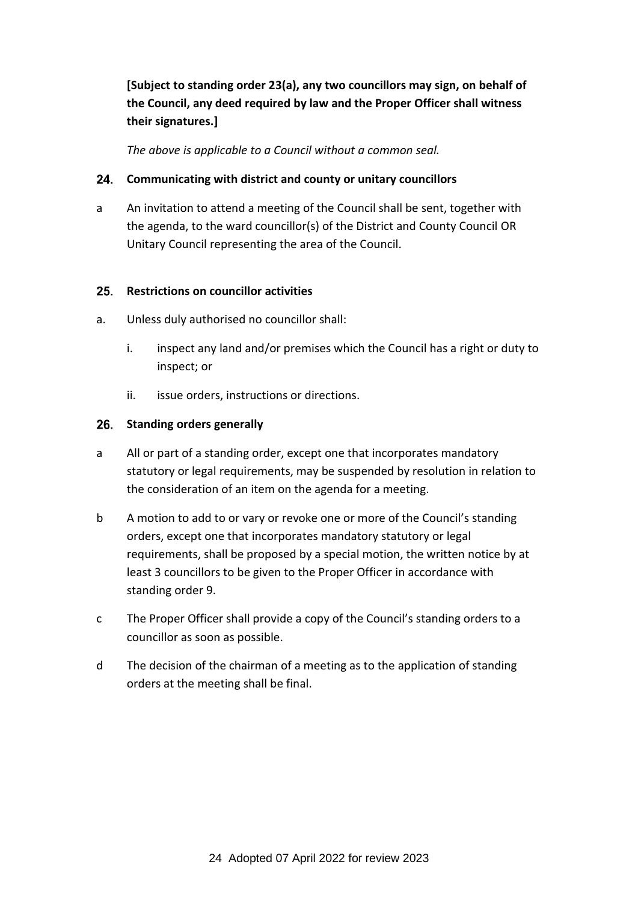**[Subject to standing order 23(a), any two councillors may sign, on behalf of the Council, any deed required by law and the Proper Officer shall witness their signatures.]**

*The above is applicable to a Council without a common seal.*

## 24. Communicating with district and county or unitary councillors

a An invitation to attend a meeting of the Council shall be sent, together with the agenda, to the ward councillor(s) of the District and County Council OR Unitary Council representing the area of the Council.

## 25. Restrictions on councillor activities

a. Unless duly authorised no councillor shall:

   i. inspect any land and/or premises which the Council has a right or duty to inspect; or

   ii. issue orders, instructions or directions.

## 26. Standing orders generally

a All or part of a standing order, except one that incorporates mandatory statutory or legal requirements, may be suspended by resolution in relation to the consideration of an item on the agenda for a meeting.

b A motion to add to or vary or revoke one or more of the Council's standing orders, except one that incorporates mandatory statutory or legal requirements, shall be proposed by a special motion, the written notice by at least 3 councillors to be given to the Proper Officer in accordance with standing order 9.

c The Proper Officer shall provide a copy of the Council's standing orders to a councillor as soon as possible.

d The decision of the chairman of a meeting as to the application of standing orders at the meeting shall be final.